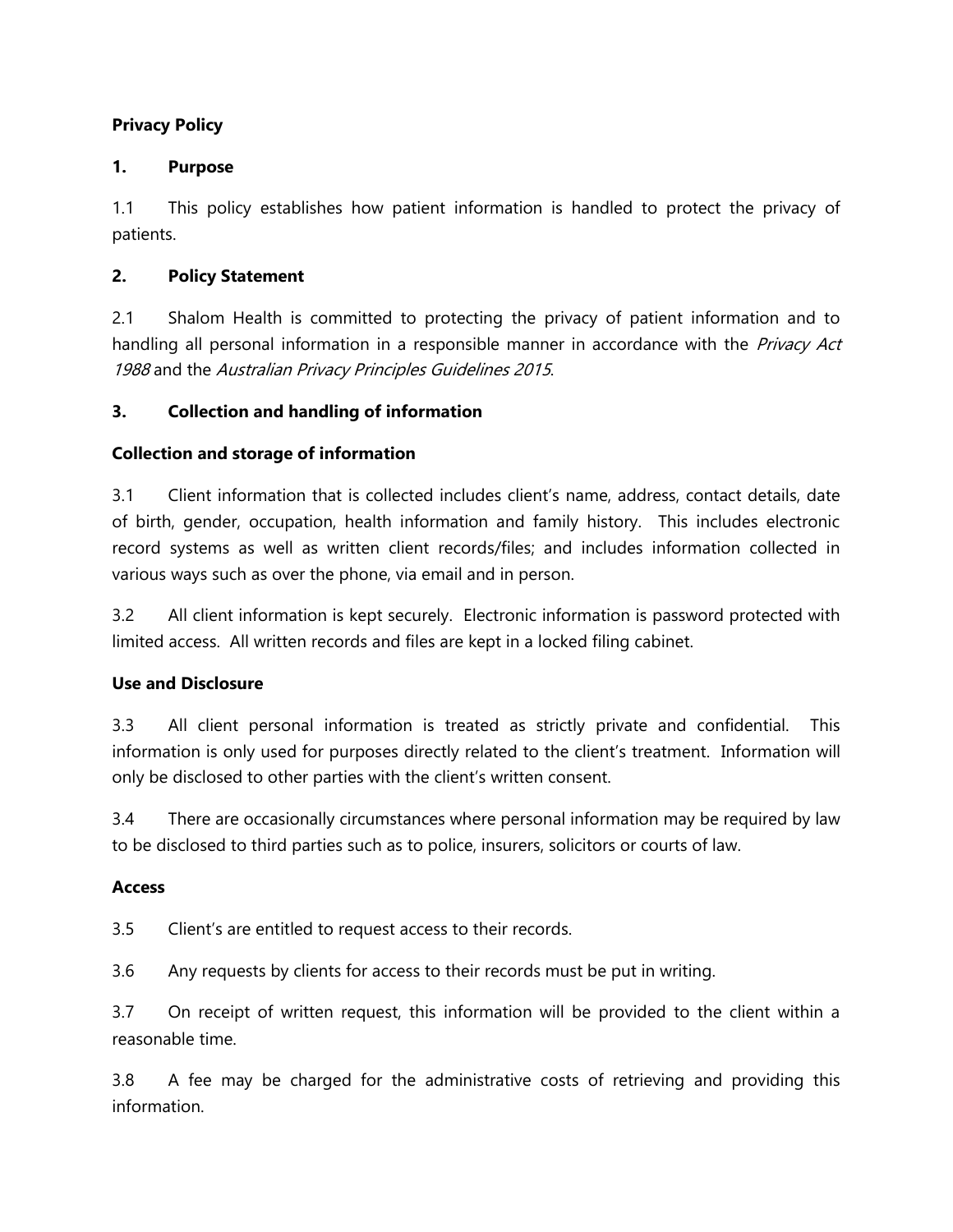**Privacy Policy**

**1. Purpose**

1.1 This policy establishes how patient information is handled to protect the privacy of patients.

**2. Policy Statement**

2.1 Shalom Health is committed to protecting the privacy of patient information and to handling all personal information in a responsible manner in accordance with the *Privacy Act 1988* and the *Australian Privacy Principles Guidelines 2015*.

**3. Collection and handling of information**

**Collection and storage of information**

3.1 Client information that is collected includes client's name, address, contact details, date of birth, gender, occupation, health information and family history. This includes electronic record systems as well as written client records/files; and includes information collected in various ways such as over the phone, via email and in person.

3.2 All client information is kept securely. Electronic information is password protected with limited access. All written records and files are kept in a locked filing cabinet.

**Use and Disclosure**

3.3 All client personal information is treated as strictly private and confidential. This information is only used for purposes directly related to the client's treatment. Information will only be disclosed to other parties with the client's written consent.

3.4 There are occasionally circumstances where personal information may be required by law to be disclosed to third parties such as to police, insurers, solicitors or courts of law.

**Access**

3.5 Client's are entitled to request access to their records.

3.6 Any requests by clients for access to their records must be put in writing.

3.7 On receipt of written request, this information will be provided to the client within a reasonable time.

3.8 A fee may be charged for the administrative costs of retrieving and providing this information.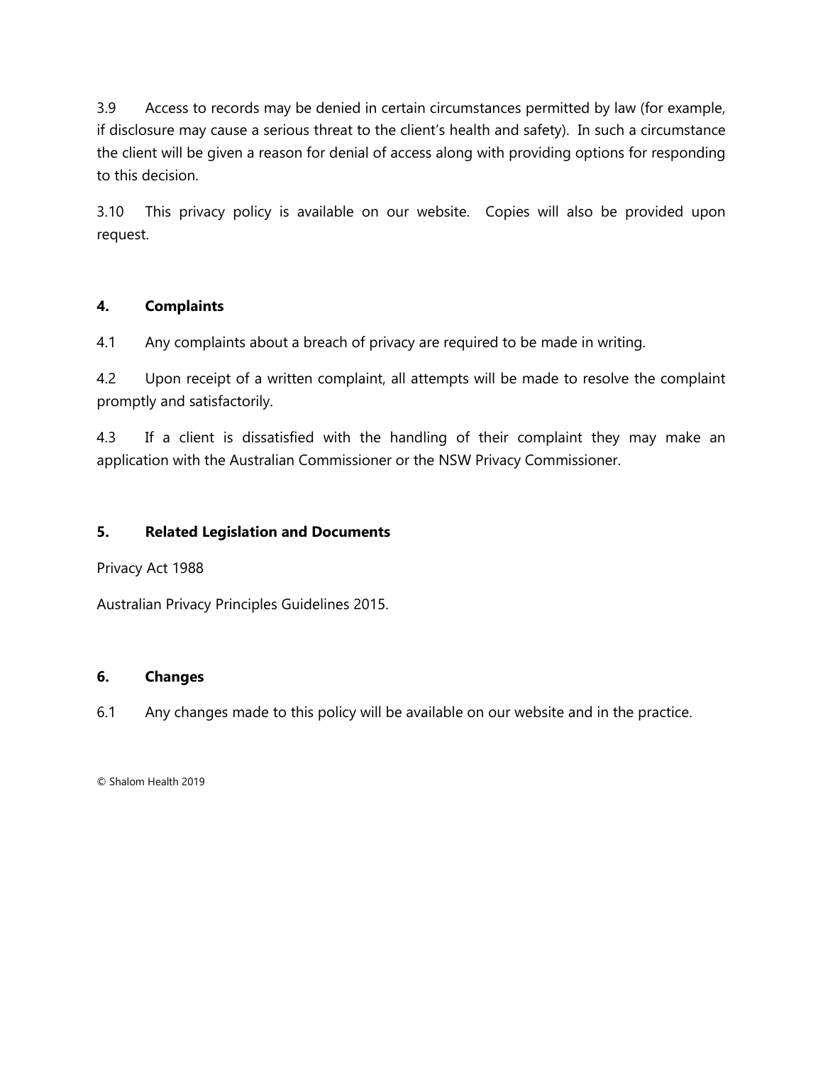3.9 Access to records may be denied in certain circumstances permitted by law (for example, if disclosure may cause a serious threat to the client's health and safety). In such a circumstance the client will be given a reason for denial of access along with providing options for responding to this decision.

3.10 This privacy policy is available on our website. Copies will also be provided upon request.

## 4. Complaints

4.1 Any complaints about a breach of privacy are required to be made in writing.

4.2 Upon receipt of a written complaint, all attempts will be made to resolve the complaint promptly and satisfactorily.

4.3 If a client is dissatisfied with the handling of their complaint they may make an application with the Australian Commissioner or the NSW Privacy Commissioner.

## 5. Related Legislation and Documents

Privacy Act 1988

Australian Privacy Principles Guidelines 2015.

## 6. Changes

6.1 Any changes made to this policy will be available on our website and in the practice.

© Shalom Health 2019